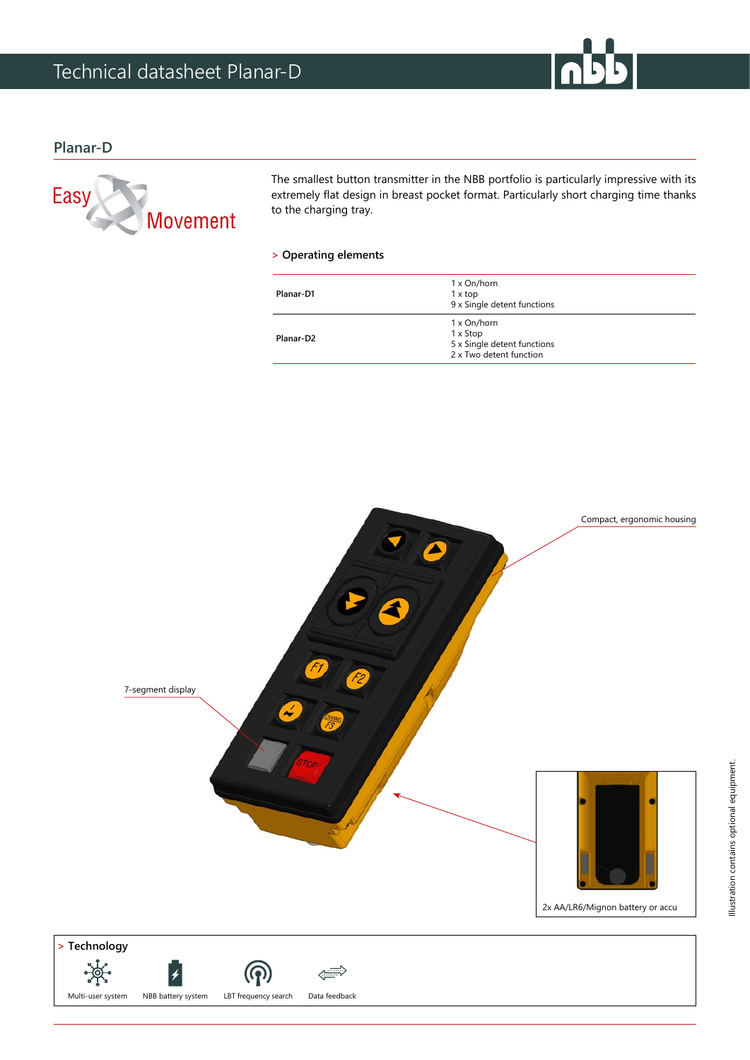# Technical datasheet Planar-D

## Planar-D

Easy Movement

The smallest button transmitter in the NBB portfolio is particularly impressive with its extremely flat design in breast pocket format. Particularly short charging time thanks to the charging tray.

### > Operating elements

| | |
|---|---|
| Planar-D1 | 1 x On/horn<br>1 x top<br>9 x Single detent functions |
| Planar-D2 | 1 x On/horn<br>1 x Stop<br>5 x Single detent functions<br>2 x Two detent function |

Compact, ergonomic housing

7-segment display

2x AA/LR6/Mignon battery or accu

Illustration contains optional equipment.

### > Technology

Multi-user system | NBB battery system | LBT frequency search | Data feedback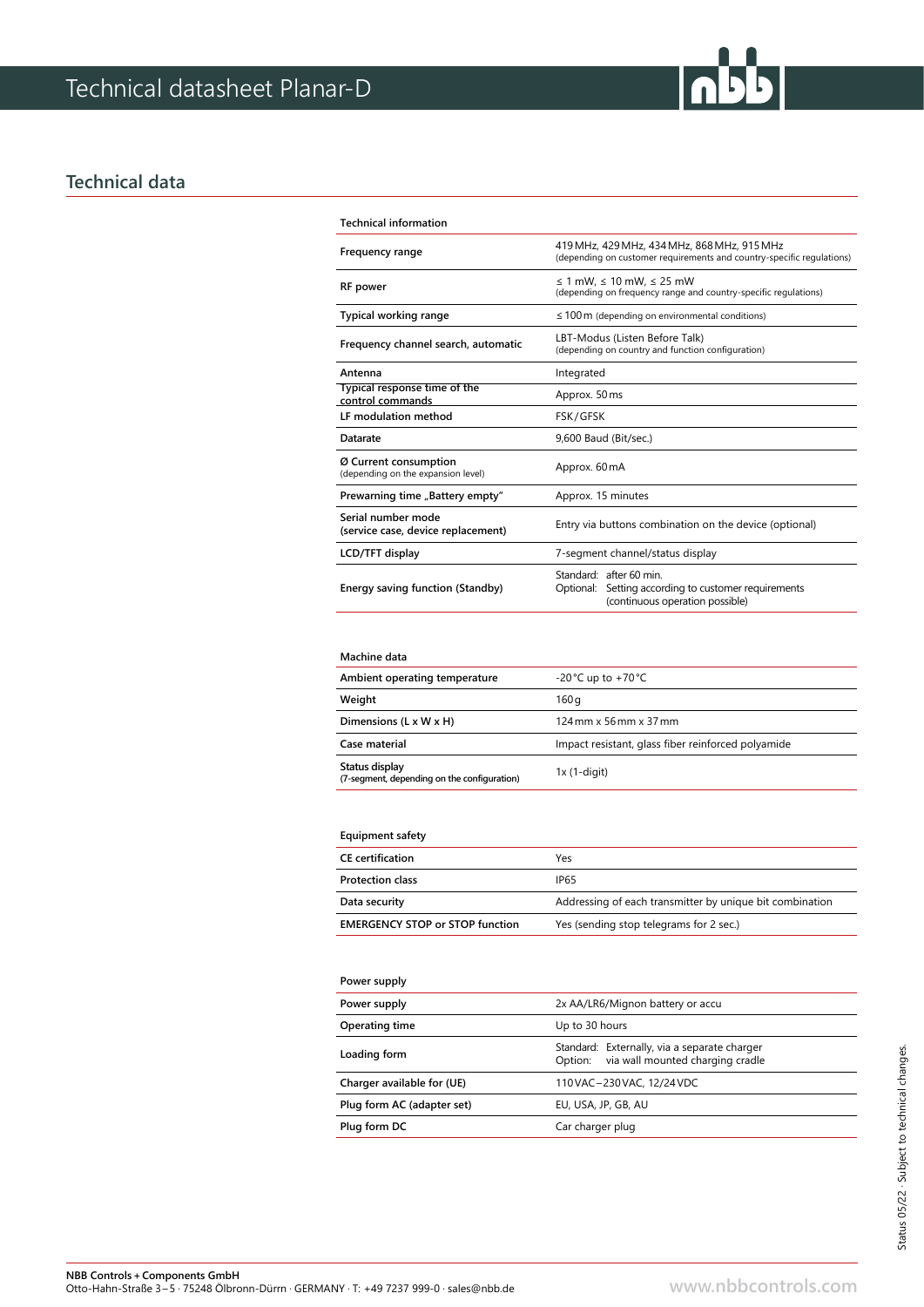# Technical datasheet Planar-D

## Technical data

| Technical information | |
|---|---|
| **Frequency range** | 419 MHz, 429 MHz, 434 MHz, 868 MHz, 915 MHz (depending on customer requirements and country-specific regulations) |
| **RF power** | ≤ 1 mW, ≤ 10 mW, ≤ 25 mW (depending on frequency range and country-specific regulations) |
| **Typical working range** | ≤ 100 m (depending on environmental conditions) |
| **Frequency channel search, automatic** | LBT-Modus (Listen Before Talk) (depending on country and function configuration) |
| **Antenna** | Integrated |
| **Typical response time of the control commands** | Approx. 50 ms |
| **LF modulation method** | FSK / GFSK |
| **Datarate** | 9,600 Baud (Bit/sec.) |
| **Ø Current consumption** (depending on the expansion level) | Approx. 60 mA |
| **Prewarning time „Battery empty"** | Approx. 15 minutes |
| **Serial number mode (service case, device replacement)** | Entry via buttons combination on the device (optional) |
| **LCD/TFT display** | 7-segment channel/status display |
| **Energy saving function (Standby)** | Standard: after 60 min.<br>Optional: Setting according to customer requirements (continuous operation possible) |

| Machine data | |
|---|---|
| **Ambient operating temperature** | -20 °C up to +70 °C |
| **Weight** | 160 g |
| **Dimensions (L x W x H)** | 124 mm x 56 mm x 37 mm |
| **Case material** | Impact resistant, glass fiber reinforced polyamide |
| **Status display** (7-segment, depending on the configuration) | 1x (1-digit) |

| Equipment safety | |
|---|---|
| **CE certification** | Yes |
| **Protection class** | IP65 |
| **Data security** | Addressing of each transmitter by unique bit combination |
| **EMERGENCY STOP or STOP function** | Yes (sending stop telegrams for 2 sec.) |

| Power supply | |
|---|---|
| **Power supply** | 2x AA/LR6/Mignon battery or accu |
| **Operating time** | Up to 30 hours |
| **Loading form** | Standard: Externally, via a separate charger<br>Option: via wall mounted charging cradle |
| **Charger available for (UE)** | 110 VAC – 230 VAC, 12/24 VDC |
| **Plug form AC (adapter set)** | EU, USA, JP, GB, AU |
| **Plug form DC** | Car charger plug |

Status 05/22 · Subject to technical changes.

**NBB Controls + Components GmbH**
Otto-Hahn-Straße 3 – 5 · 75248 Ölbronn-Dürrn · GERMANY · T: +49 7237 999-0 · sales@nbb.de

www.nbbcontrols.com